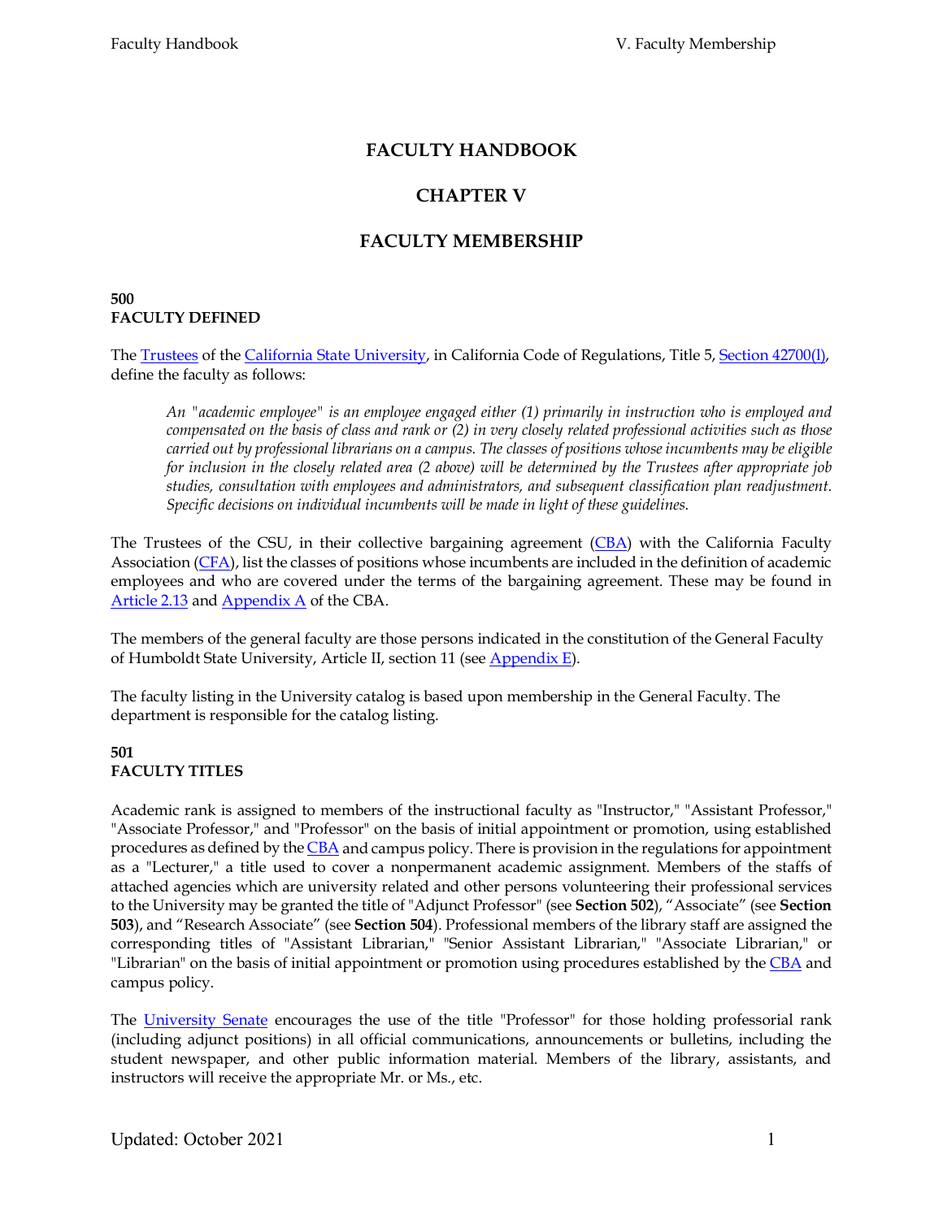# FACULTY HANDBOOK

## CHAPTER V

## FACULTY MEMBERSHIP

### 500
### FACULTY DEFINED

The Trustees of the California State University, in California Code of Regulations, Title 5, Section 42700(l), define the faculty as follows:

> *An "academic employee" is an employee engaged either (1) primarily in instruction who is employed and compensated on the basis of class and rank or (2) in very closely related professional activities such as those carried out by professional librarians on a campus. The classes of positions whose incumbents may be eligible for inclusion in the closely related area (2 above) will be determined by the Trustees after appropriate job studies, consultation with employees and administrators, and subsequent classification plan readjustment. Specific decisions on individual incumbents will be made in light of these guidelines.*

The Trustees of the CSU, in their collective bargaining agreement (CBA) with the California Faculty Association (CFA), list the classes of positions whose incumbents are included in the definition of academic employees and who are covered under the terms of the bargaining agreement. These may be found in Article 2.13 and Appendix A of the CBA.

The members of the general faculty are those persons indicated in the constitution of the General Faculty of Humboldt State University, Article II, section 11 (see Appendix E).

The faculty listing in the University catalog is based upon membership in the General Faculty. The department is responsible for the catalog listing.

### 501
### FACULTY TITLES

Academic rank is assigned to members of the instructional faculty as "Instructor," "Assistant Professor," "Associate Professor," and "Professor" on the basis of initial appointment or promotion, using established procedures as defined by the CBA and campus policy. There is provision in the regulations for appointment as a "Lecturer," a title used to cover a nonpermanent academic assignment. Members of the staffs of attached agencies which are university related and other persons volunteering their professional services to the University may be granted the title of "Adjunct Professor" (see **Section 502**), "Associate" (see **Section 503**), and "Research Associate" (see **Section 504**). Professional members of the library staff are assigned the corresponding titles of "Assistant Librarian," "Senior Assistant Librarian," "Associate Librarian," or "Librarian" on the basis of initial appointment or promotion using procedures established by the CBA and campus policy.

The University Senate encourages the use of the title "Professor" for those holding professorial rank (including adjunct positions) in all official communications, announcements or bulletins, including the student newspaper, and other public information material. Members of the library, assistants, and instructors will receive the appropriate Mr. or Ms., etc.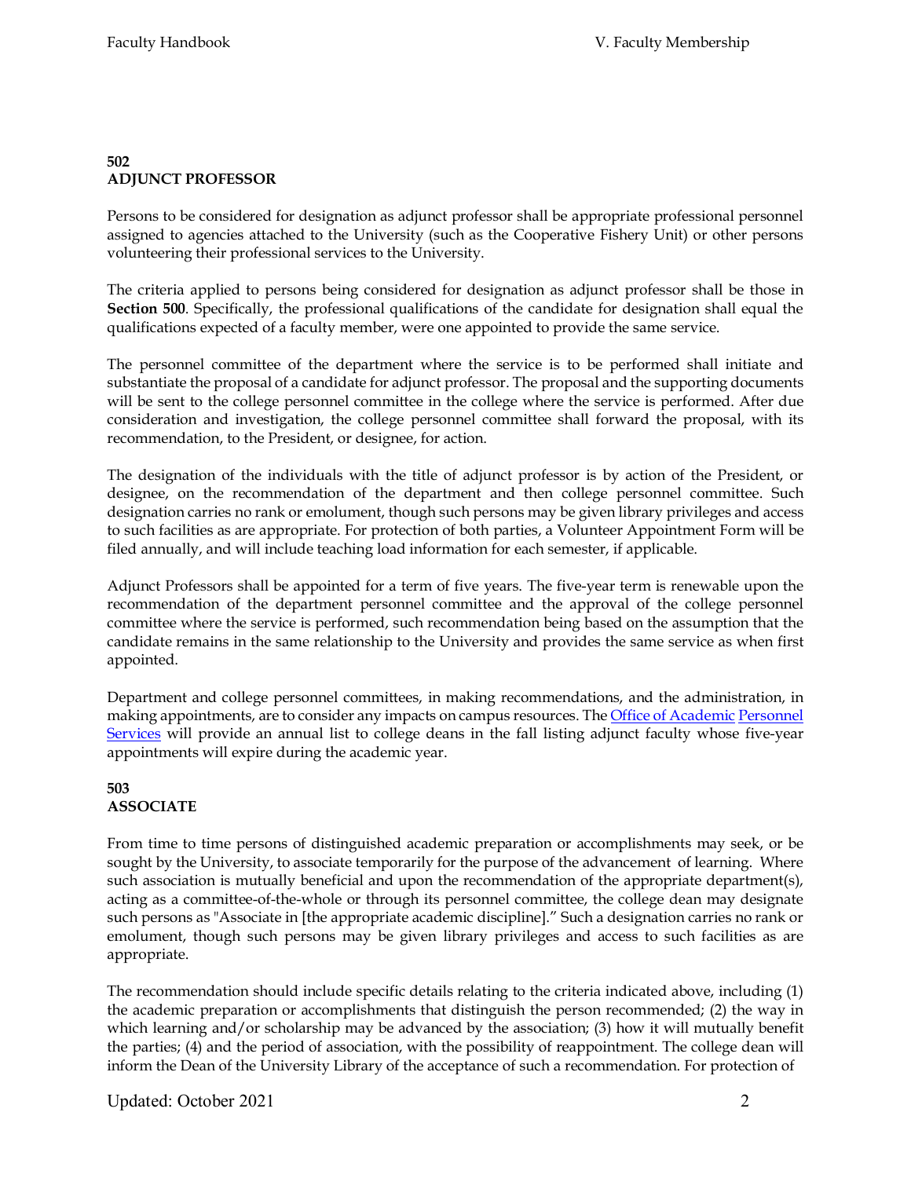## 502 ADJUNCT PROFESSOR

Persons to be considered for designation as adjunct professor shall be appropriate professional personnel assigned to agencies attached to the University (such as the Cooperative Fishery Unit) or other persons volunteering their professional services to the University.

The criteria applied to persons being considered for designation as adjunct professor shall be those in **Section 500**. Specifically, the professional qualifications of the candidate for designation shall equal the qualifications expected of a faculty member, were one appointed to provide the same service.

The personnel committee of the department where the service is to be performed shall initiate and substantiate the proposal of a candidate for adjunct professor. The proposal and the supporting documents will be sent to the college personnel committee in the college where the service is performed. After due consideration and investigation, the college personnel committee shall forward the proposal, with its recommendation, to the President, or designee, for action.

The designation of the individuals with the title of adjunct professor is by action of the President, or designee, on the recommendation of the department and then college personnel committee. Such designation carries no rank or emolument, though such persons may be given library privileges and access to such facilities as are appropriate. For protection of both parties, a Volunteer Appointment Form will be filed annually, and will include teaching load information for each semester, if applicable.

Adjunct Professors shall be appointed for a term of five years. The five-year term is renewable upon the recommendation of the department personnel committee and the approval of the college personnel committee where the service is performed, such recommendation being based on the assumption that the candidate remains in the same relationship to the University and provides the same service as when first appointed.

Department and college personnel committees, in making recommendations, and the administration, in making appointments, are to consider any impacts on campus resources. The Office of Academic Personnel Services will provide an annual list to college deans in the fall listing adjunct faculty whose five-year appointments will expire during the academic year.

## 503 ASSOCIATE

From time to time persons of distinguished academic preparation or accomplishments may seek, or be sought by the University, to associate temporarily for the purpose of the advancement of learning. Where such association is mutually beneficial and upon the recommendation of the appropriate department(s), acting as a committee-of-the-whole or through its personnel committee, the college dean may designate such persons as "Associate in [the appropriate academic discipline]." Such a designation carries no rank or emolument, though such persons may be given library privileges and access to such facilities as are appropriate.

The recommendation should include specific details relating to the criteria indicated above, including (1) the academic preparation or accomplishments that distinguish the person recommended; (2) the way in which learning and/or scholarship may be advanced by the association; (3) how it will mutually benefit the parties; (4) and the period of association, with the possibility of reappointment. The college dean will inform the Dean of the University Library of the acceptance of such a recommendation. For protection of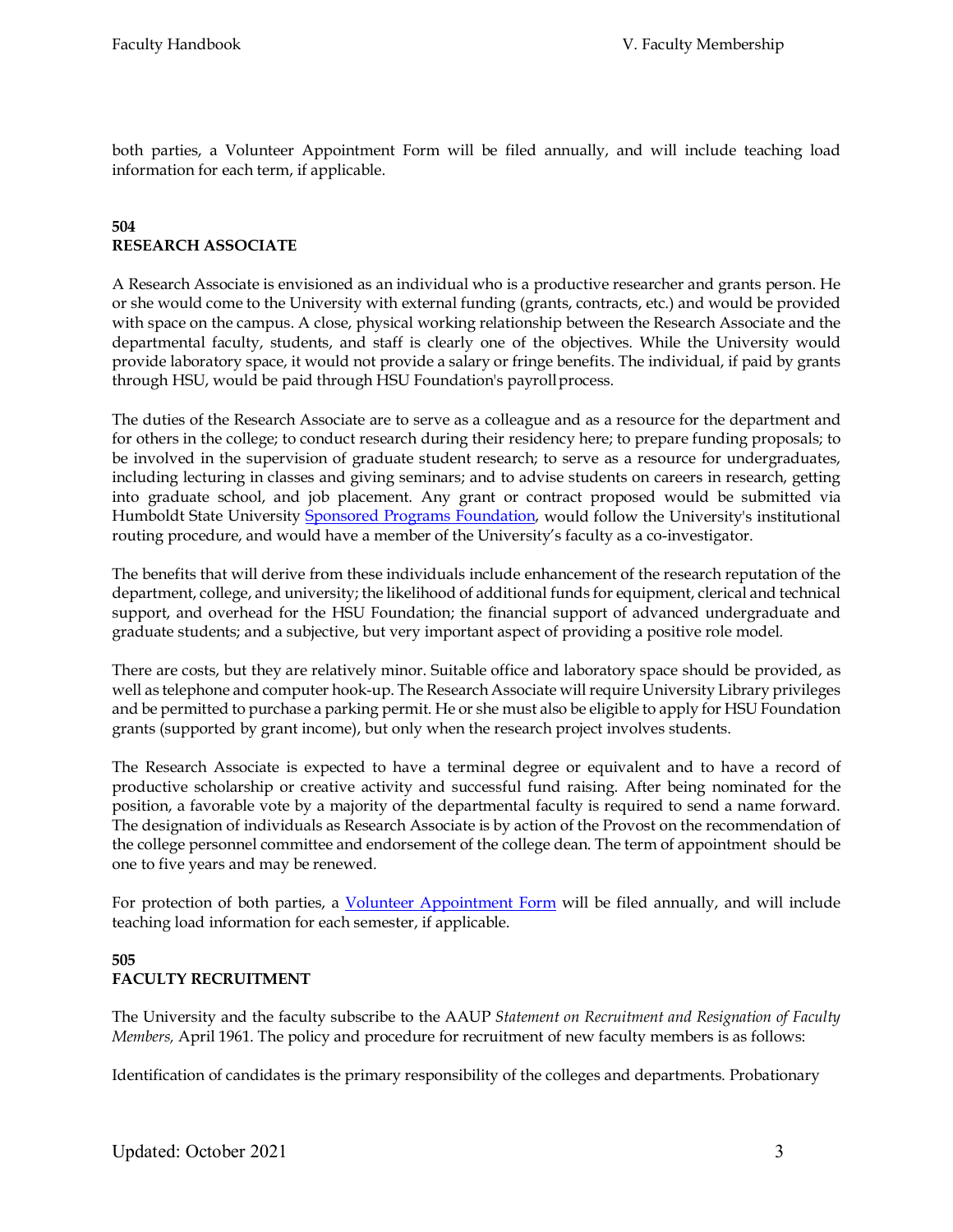both parties, a Volunteer Appointment Form will be filed annually, and will include teaching load information for each term, if applicable.

## 504
## RESEARCH ASSOCIATE

A Research Associate is envisioned as an individual who is a productive researcher and grants person. He or she would come to the University with external funding (grants, contracts, etc.) and would be provided with space on the campus. A close, physical working relationship between the Research Associate and the departmental faculty, students, and staff is clearly one of the objectives. While the University would provide laboratory space, it would not provide a salary or fringe benefits. The individual, if paid by grants through HSU, would be paid through HSU Foundation's payroll process.

The duties of the Research Associate are to serve as a colleague and as a resource for the department and for others in the college; to conduct research during their residency here; to prepare funding proposals; to be involved in the supervision of graduate student research; to serve as a resource for undergraduates, including lecturing in classes and giving seminars; and to advise students on careers in research, getting into graduate school, and job placement. Any grant or contract proposed would be submitted via Humboldt State University Sponsored Programs Foundation, would follow the University's institutional routing procedure, and would have a member of the University's faculty as a co-investigator.

The benefits that will derive from these individuals include enhancement of the research reputation of the department, college, and university; the likelihood of additional funds for equipment, clerical and technical support, and overhead for the HSU Foundation; the financial support of advanced undergraduate and graduate students; and a subjective, but very important aspect of providing a positive role model.

There are costs, but they are relatively minor. Suitable office and laboratory space should be provided, as well as telephone and computer hook-up. The Research Associate will require University Library privileges and be permitted to purchase a parking permit. He or she must also be eligible to apply for HSU Foundation grants (supported by grant income), but only when the research project involves students.

The Research Associate is expected to have a terminal degree or equivalent and to have a record of productive scholarship or creative activity and successful fund raising. After being nominated for the position, a favorable vote by a majority of the departmental faculty is required to send a name forward. The designation of individuals as Research Associate is by action of the Provost on the recommendation of the college personnel committee and endorsement of the college dean. The term of appointment should be one to five years and may be renewed.

For protection of both parties, a Volunteer Appointment Form will be filed annually, and will include teaching load information for each semester, if applicable.

## 505
## FACULTY RECRUITMENT

The University and the faculty subscribe to the AAUP *Statement on Recruitment and Resignation of Faculty Members,* April 1961. The policy and procedure for recruitment of new faculty members is as follows:

Identification of candidates is the primary responsibility of the colleges and departments. Probationary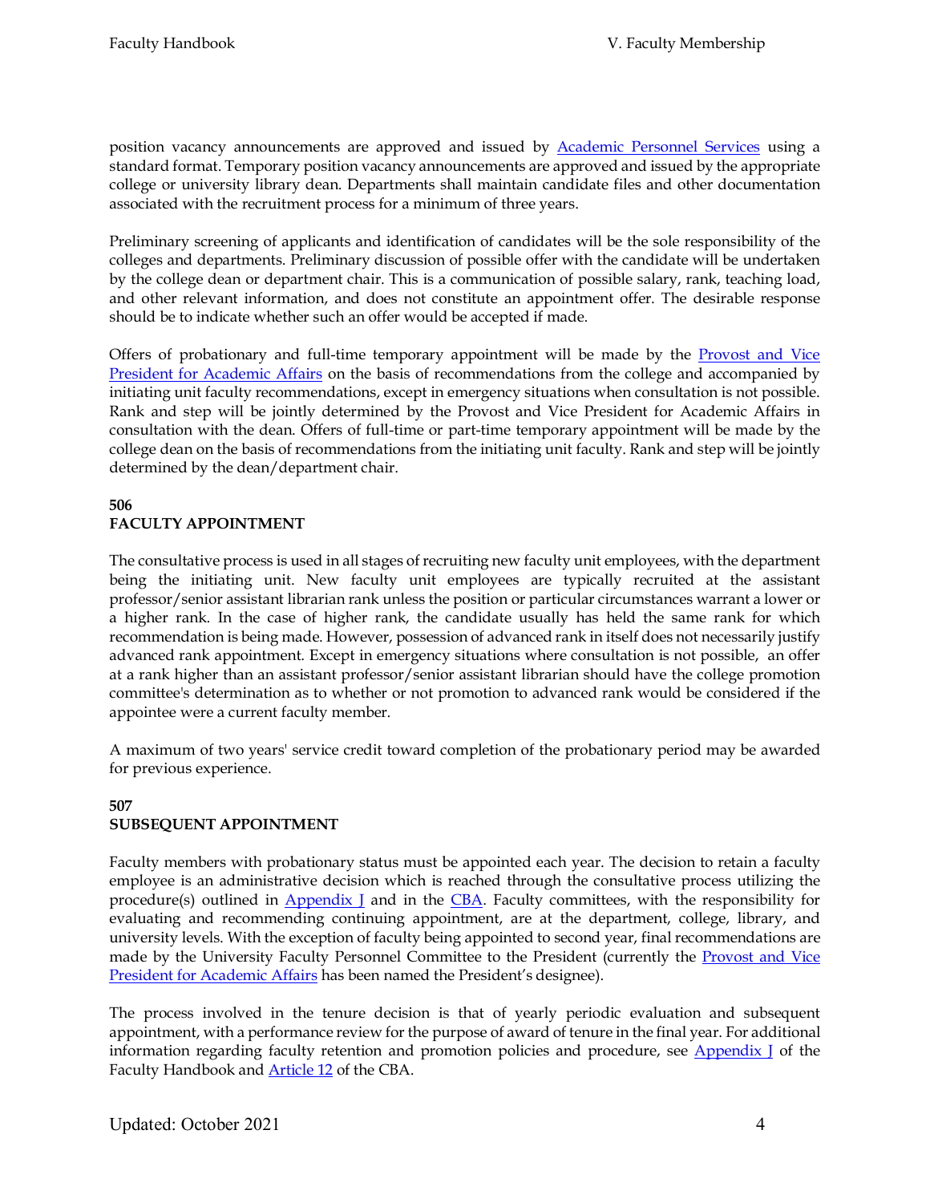position vacancy announcements are approved and issued by Academic Personnel Services using a standard format. Temporary position vacancy announcements are approved and issued by the appropriate college or university library dean. Departments shall maintain candidate files and other documentation associated with the recruitment process for a minimum of three years.

Preliminary screening of applicants and identification of candidates will be the sole responsibility of the colleges and departments. Preliminary discussion of possible offer with the candidate will be undertaken by the college dean or department chair. This is a communication of possible salary, rank, teaching load, and other relevant information, and does not constitute an appointment offer. The desirable response should be to indicate whether such an offer would be accepted if made.

Offers of probationary and full-time temporary appointment will be made by the Provost and Vice President for Academic Affairs on the basis of recommendations from the college and accompanied by initiating unit faculty recommendations, except in emergency situations when consultation is not possible. Rank and step will be jointly determined by the Provost and Vice President for Academic Affairs in consultation with the dean. Offers of full-time or part-time temporary appointment will be made by the college dean on the basis of recommendations from the initiating unit faculty. Rank and step will be jointly determined by the dean/department chair.

**506**
**FACULTY APPOINTMENT**

The consultative process is used in all stages of recruiting new faculty unit employees, with the department being the initiating unit. New faculty unit employees are typically recruited at the assistant professor/senior assistant librarian rank unless the position or particular circumstances warrant a lower or a higher rank. In the case of higher rank, the candidate usually has held the same rank for which recommendation is being made. However, possession of advanced rank in itself does not necessarily justify advanced rank appointment. Except in emergency situations where consultation is not possible, an offer at a rank higher than an assistant professor/senior assistant librarian should have the college promotion committee's determination as to whether or not promotion to advanced rank would be considered if the appointee were a current faculty member.

A maximum of two years' service credit toward completion of the probationary period may be awarded for previous experience.

**507**
**SUBSEQUENT APPOINTMENT**

Faculty members with probationary status must be appointed each year. The decision to retain a faculty employee is an administrative decision which is reached through the consultative process utilizing the procedure(s) outlined in Appendix J and in the CBA. Faculty committees, with the responsibility for evaluating and recommending continuing appointment, are at the department, college, library, and university levels. With the exception of faculty being appointed to second year, final recommendations are made by the University Faculty Personnel Committee to the President (currently the Provost and Vice President for Academic Affairs has been named the President's designee).

The process involved in the tenure decision is that of yearly periodic evaluation and subsequent appointment, with a performance review for the purpose of award of tenure in the final year. For additional information regarding faculty retention and promotion policies and procedure, see Appendix J of the Faculty Handbook and Article 12 of the CBA.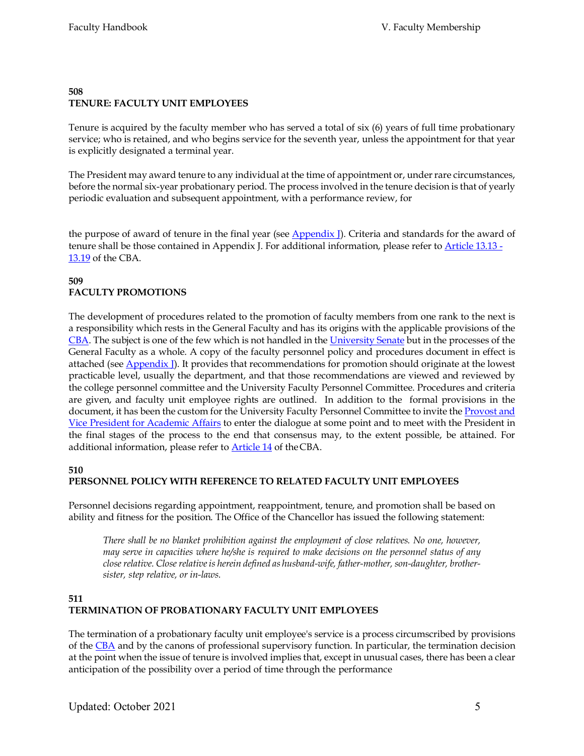## 508
## TENURE: FACULTY UNIT EMPLOYEES

Tenure is acquired by the faculty member who has served a total of six (6) years of full time probationary service; who is retained, and who begins service for the seventh year, unless the appointment for that year is explicitly designated a terminal year.

The President may award tenure to any individual at the time of appointment or, under rare circumstances, before the normal six-year probationary period. The process involved in the tenure decision is that of yearly periodic evaluation and subsequent appointment, with a performance review, for

the purpose of award of tenure in the final year (see Appendix J). Criteria and standards for the award of tenure shall be those contained in Appendix J. For additional information, please refer to Article 13.13 - 13.19 of the CBA.

## 509
## FACULTY PROMOTIONS

The development of procedures related to the promotion of faculty members from one rank to the next is a responsibility which rests in the General Faculty and has its origins with the applicable provisions of the CBA. The subject is one of the few which is not handled in the University Senate but in the processes of the General Faculty as a whole. A copy of the faculty personnel policy and procedures document in effect is attached (see Appendix J). It provides that recommendations for promotion should originate at the lowest practicable level, usually the department, and that those recommendations are viewed and reviewed by the college personnel committee and the University Faculty Personnel Committee. Procedures and criteria are given, and faculty unit employee rights are outlined. In addition to the formal provisions in the document, it has been the custom for the University Faculty Personnel Committee to invite the Provost and Vice President for Academic Affairs to enter the dialogue at some point and to meet with the President in the final stages of the process to the end that consensus may, to the extent possible, be attained. For additional information, please refer to Article 14 of the CBA.

## 510
## PERSONNEL POLICY WITH REFERENCE TO RELATED FACULTY UNIT EMPLOYEES

Personnel decisions regarding appointment, reappointment, tenure, and promotion shall be based on ability and fitness for the position. The Office of the Chancellor has issued the following statement:

> *There shall be no blanket prohibition against the employment of close relatives. No one, however, may serve in capacities where he/she is required to make decisions on the personnel status of any close relative. Close relative is herein defined as husband-wife, father-mother, son-daughter, brother-sister, step relative, or in-laws.*

## 511
## TERMINATION OF PROBATIONARY FACULTY UNIT EMPLOYEES

The termination of a probationary faculty unit employee's service is a process circumscribed by provisions of the CBA and by the canons of professional supervisory function. In particular, the termination decision at the point when the issue of tenure is involved implies that, except in unusual cases, there has been a clear anticipation of the possibility over a period of time through the performance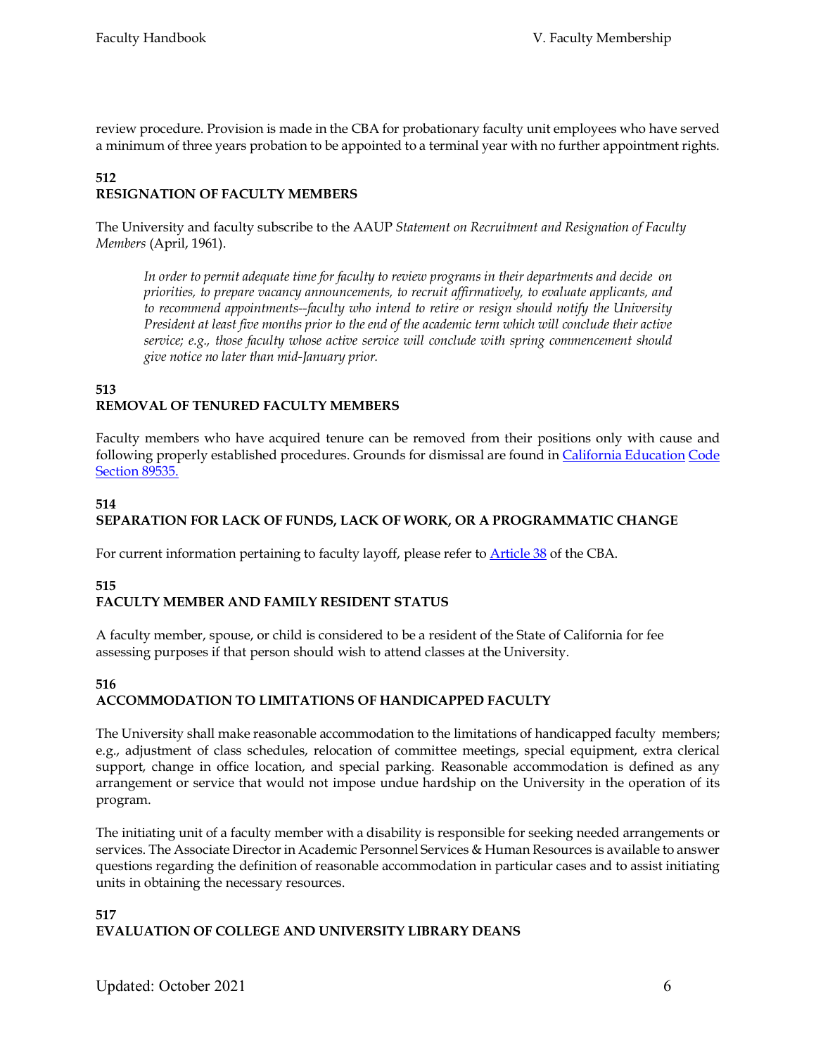review procedure. Provision is made in the CBA for probationary faculty unit employees who have served a minimum of three years probation to be appointed to a terminal year with no further appointment rights.

### 512
### RESIGNATION OF FACULTY MEMBERS

The University and faculty subscribe to the AAUP *Statement on Recruitment and Resignation of Faculty Members* (April, 1961).

> *In order to permit adequate time for faculty to review programs in their departments and decide on priorities, to prepare vacancy announcements, to recruit affirmatively, to evaluate applicants, and to recommend appointments--faculty who intend to retire or resign should notify the University President at least five months prior to the end of the academic term which will conclude their active service; e.g., those faculty whose active service will conclude with spring commencement should give notice no later than mid-January prior.*

### 513
### REMOVAL OF TENURED FACULTY MEMBERS

Faculty members who have acquired tenure can be removed from their positions only with cause and following properly established procedures. Grounds for dismissal are found in California Education Code Section 89535.

### 514
### SEPARATION FOR LACK OF FUNDS, LACK OF WORK, OR A PROGRAMMATIC CHANGE

For current information pertaining to faculty layoff, please refer to Article 38 of the CBA.

### 515
### FACULTY MEMBER AND FAMILY RESIDENT STATUS

A faculty member, spouse, or child is considered to be a resident of the State of California for fee assessing purposes if that person should wish to attend classes at the University.

### 516
### ACCOMMODATION TO LIMITATIONS OF HANDICAPPED FACULTY

The University shall make reasonable accommodation to the limitations of handicapped faculty members; e.g., adjustment of class schedules, relocation of committee meetings, special equipment, extra clerical support, change in office location, and special parking. Reasonable accommodation is defined as any arrangement or service that would not impose undue hardship on the University in the operation of its program.

The initiating unit of a faculty member with a disability is responsible for seeking needed arrangements or services. The Associate Director in Academic Personnel Services & Human Resources is available to answer questions regarding the definition of reasonable accommodation in particular cases and to assist initiating units in obtaining the necessary resources.

### 517
### EVALUATION OF COLLEGE AND UNIVERSITY LIBRARY DEANS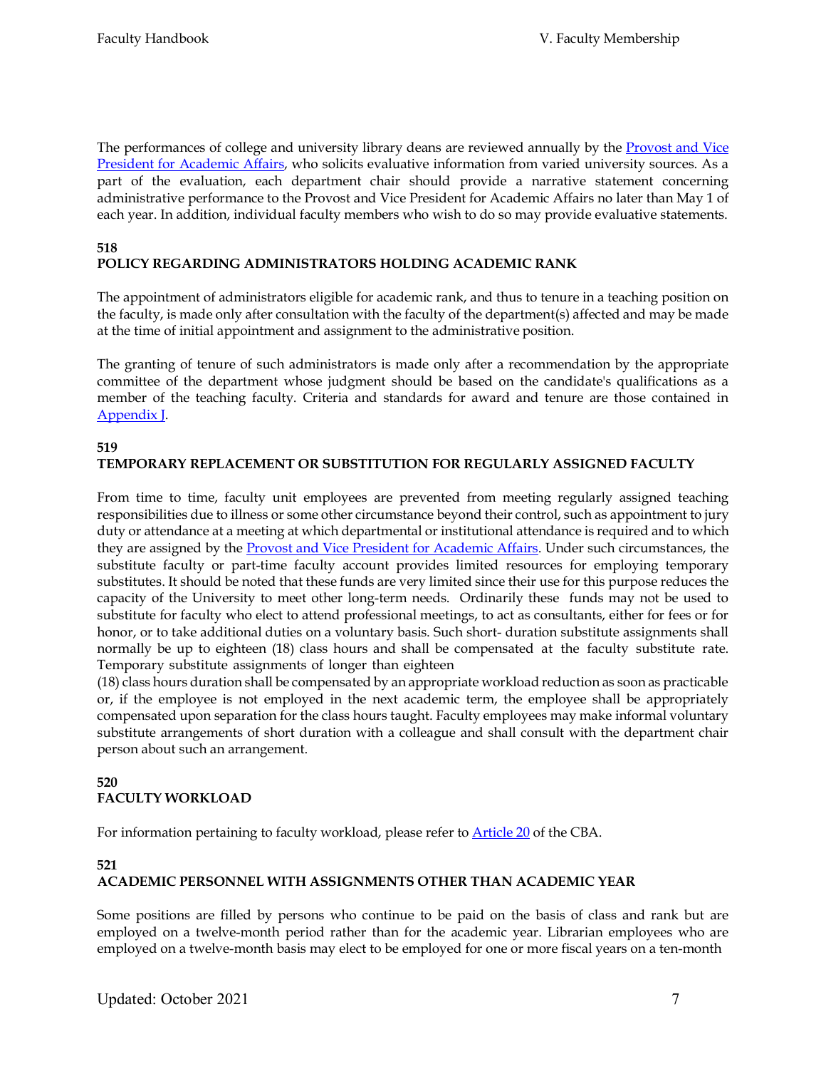The performances of college and university library deans are reviewed annually by the Provost and Vice President for Academic Affairs, who solicits evaluative information from varied university sources. As a part of the evaluation, each department chair should provide a narrative statement concerning administrative performance to the Provost and Vice President for Academic Affairs no later than May 1 of each year. In addition, individual faculty members who wish to do so may provide evaluative statements.

## 518
## POLICY REGARDING ADMINISTRATORS HOLDING ACADEMIC RANK

The appointment of administrators eligible for academic rank, and thus to tenure in a teaching position on the faculty, is made only after consultation with the faculty of the department(s) affected and may be made at the time of initial appointment and assignment to the administrative position.

The granting of tenure of such administrators is made only after a recommendation by the appropriate committee of the department whose judgment should be based on the candidate's qualifications as a member of the teaching faculty. Criteria and standards for award and tenure are those contained in Appendix J.

## 519
## TEMPORARY REPLACEMENT OR SUBSTITUTION FOR REGULARLY ASSIGNED FACULTY

From time to time, faculty unit employees are prevented from meeting regularly assigned teaching responsibilities due to illness or some other circumstance beyond their control, such as appointment to jury duty or attendance at a meeting at which departmental or institutional attendance is required and to which they are assigned by the Provost and Vice President for Academic Affairs. Under such circumstances, the substitute faculty or part-time faculty account provides limited resources for employing temporary substitutes. It should be noted that these funds are very limited since their use for this purpose reduces the capacity of the University to meet other long-term needs. Ordinarily these funds may not be used to substitute for faculty who elect to attend professional meetings, to act as consultants, either for fees or for honor, or to take additional duties on a voluntary basis. Such short- duration substitute assignments shall normally be up to eighteen (18) class hours and shall be compensated at the faculty substitute rate. Temporary substitute assignments of longer than eighteen (18) class hours duration shall be compensated by an appropriate workload reduction as soon as practicable or, if the employee is not employed in the next academic term, the employee shall be appropriately compensated upon separation for the class hours taught. Faculty employees may make informal voluntary substitute arrangements of short duration with a colleague and shall consult with the department chair person about such an arrangement.

## 520
## FACULTY WORKLOAD

For information pertaining to faculty workload, please refer to Article 20 of the CBA.

## 521
## ACADEMIC PERSONNEL WITH ASSIGNMENTS OTHER THAN ACADEMIC YEAR

Some positions are filled by persons who continue to be paid on the basis of class and rank but are employed on a twelve-month period rather than for the academic year. Librarian employees who are employed on a twelve-month basis may elect to be employed for one or more fiscal years on a ten-month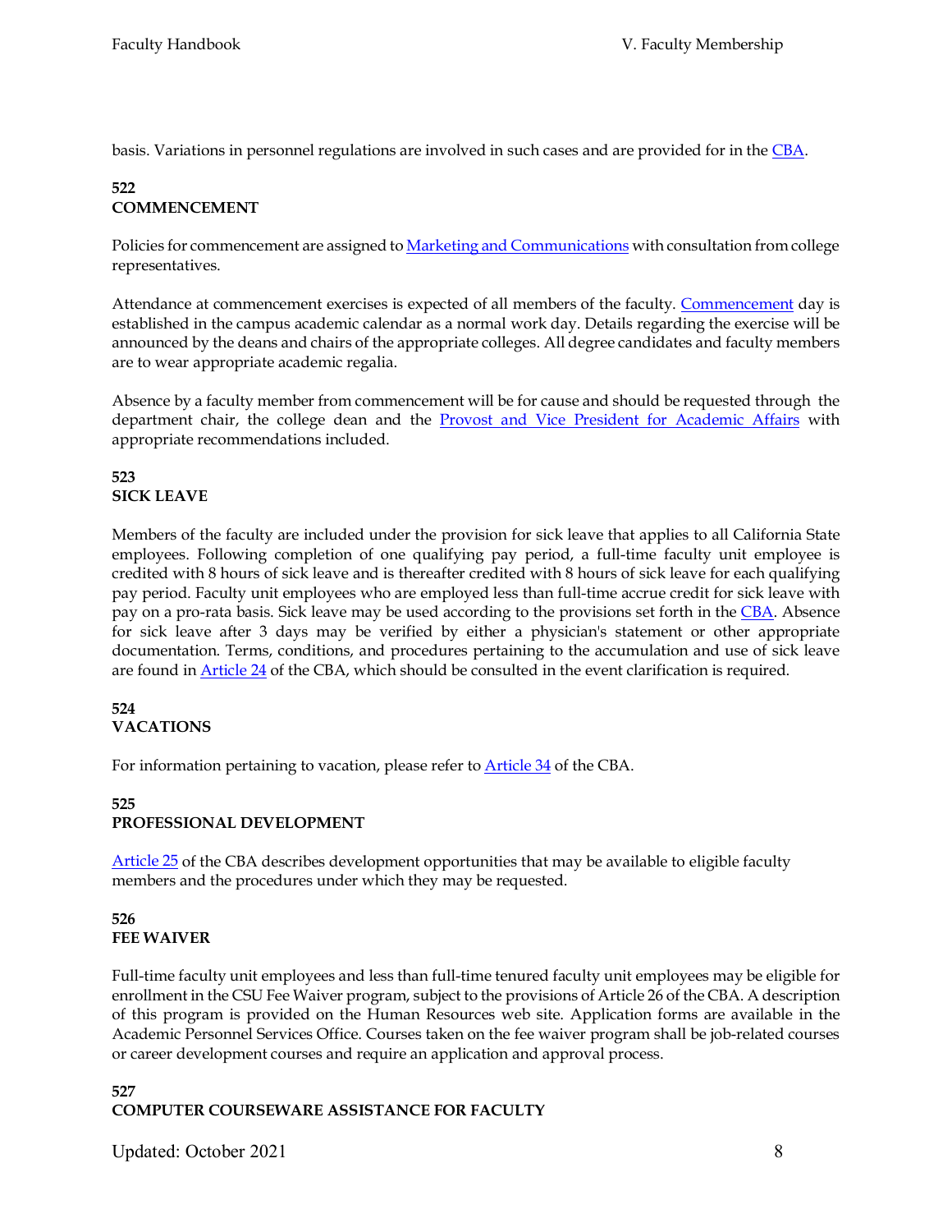basis. Variations in personnel regulations are involved in such cases and are provided for in the CBA.

## 522
## COMMENCEMENT

Policies for commencement are assigned to Marketing and Communications with consultation from college representatives.

Attendance at commencement exercises is expected of all members of the faculty. Commencement day is established in the campus academic calendar as a normal work day. Details regarding the exercise will be announced by the deans and chairs of the appropriate colleges. All degree candidates and faculty members are to wear appropriate academic regalia.

Absence by a faculty member from commencement will be for cause and should be requested through the department chair, the college dean and the Provost and Vice President for Academic Affairs with appropriate recommendations included.

## 523
## SICK LEAVE

Members of the faculty are included under the provision for sick leave that applies to all California State employees. Following completion of one qualifying pay period, a full-time faculty unit employee is credited with 8 hours of sick leave and is thereafter credited with 8 hours of sick leave for each qualifying pay period. Faculty unit employees who are employed less than full-time accrue credit for sick leave with pay on a pro-rata basis. Sick leave may be used according to the provisions set forth in the CBA. Absence for sick leave after 3 days may be verified by either a physician's statement or other appropriate documentation. Terms, conditions, and procedures pertaining to the accumulation and use of sick leave are found in Article 24 of the CBA, which should be consulted in the event clarification is required.

## 524
## VACATIONS

For information pertaining to vacation, please refer to Article 34 of the CBA.

## 525
## PROFESSIONAL DEVELOPMENT

Article 25 of the CBA describes development opportunities that may be available to eligible faculty members and the procedures under which they may be requested.

## 526
## FEE WAIVER

Full-time faculty unit employees and less than full-time tenured faculty unit employees may be eligible for enrollment in the CSU Fee Waiver program, subject to the provisions of Article 26 of the CBA. A description of this program is provided on the Human Resources web site. Application forms are available in the Academic Personnel Services Office. Courses taken on the fee waiver program shall be job-related courses or career development courses and require an application and approval process.

## 527
## COMPUTER COURSEWARE ASSISTANCE FOR FACULTY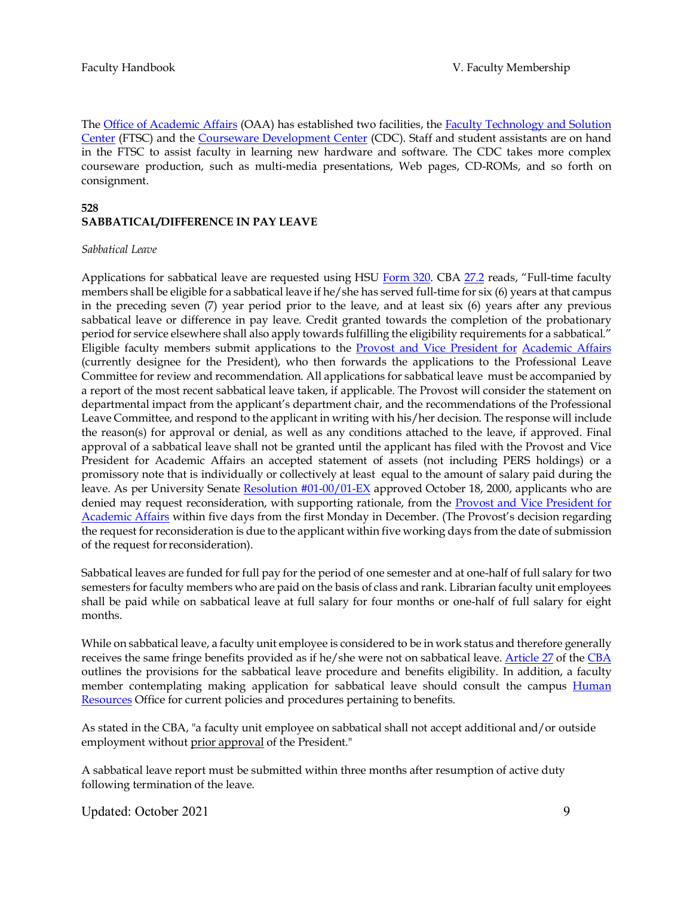The Office of Academic Affairs (OAA) has established two facilities, the Faculty Technology and Solution Center (FTSC) and the Courseware Development Center (CDC). Staff and student assistants are on hand in the FTSC to assist faculty in learning new hardware and software. The CDC takes more complex courseware production, such as multi-media presentations, Web pages, CD-ROMs, and so forth on consignment.

**528**
**SABBATICAL/DIFFERENCE IN PAY LEAVE**

*Sabbatical Leave*

Applications for sabbatical leave are requested using HSU Form 320. CBA 27.2 reads, "Full-time faculty members shall be eligible for a sabbatical leave if he/she has served full-time for six (6) years at that campus in the preceding seven (7) year period prior to the leave, and at least six (6) years after any previous sabbatical leave or difference in pay leave. Credit granted towards the completion of the probationary period for service elsewhere shall also apply towards fulfilling the eligibility requirements for a sabbatical." Eligible faculty members submit applications to the Provost and Vice President for Academic Affairs (currently designee for the President), who then forwards the applications to the Professional Leave Committee for review and recommendation. All applications for sabbatical leave must be accompanied by a report of the most recent sabbatical leave taken, if applicable. The Provost will consider the statement on departmental impact from the applicant's department chair, and the recommendations of the Professional Leave Committee, and respond to the applicant in writing with his/her decision. The response will include the reason(s) for approval or denial, as well as any conditions attached to the leave, if approved. Final approval of a sabbatical leave shall not be granted until the applicant has filed with the Provost and Vice President for Academic Affairs an accepted statement of assets (not including PERS holdings) or a promissory note that is individually or collectively at least equal to the amount of salary paid during the leave. As per University Senate Resolution #01-00/01-EX approved October 18, 2000, applicants who are denied may request reconsideration, with supporting rationale, from the Provost and Vice President for Academic Affairs within five days from the first Monday in December. (The Provost's decision regarding the request for reconsideration is due to the applicant within five working days from the date of submission of the request for reconsideration).

Sabbatical leaves are funded for full pay for the period of one semester and at one-half of full salary for two semesters for faculty members who are paid on the basis of class and rank. Librarian faculty unit employees shall be paid while on sabbatical leave at full salary for four months or one-half of full salary for eight months.

While on sabbatical leave, a faculty unit employee is considered to be in work status and therefore generally receives the same fringe benefits provided as if he/she were not on sabbatical leave. Article 27 of the CBA outlines the provisions for the sabbatical leave procedure and benefits eligibility. In addition, a faculty member contemplating making application for sabbatical leave should consult the campus Human Resources Office for current policies and procedures pertaining to benefits.

As stated in the CBA, "a faculty unit employee on sabbatical shall not accept additional and/or outside employment without prior approval of the President."

A sabbatical leave report must be submitted within three months after resumption of active duty following termination of the leave.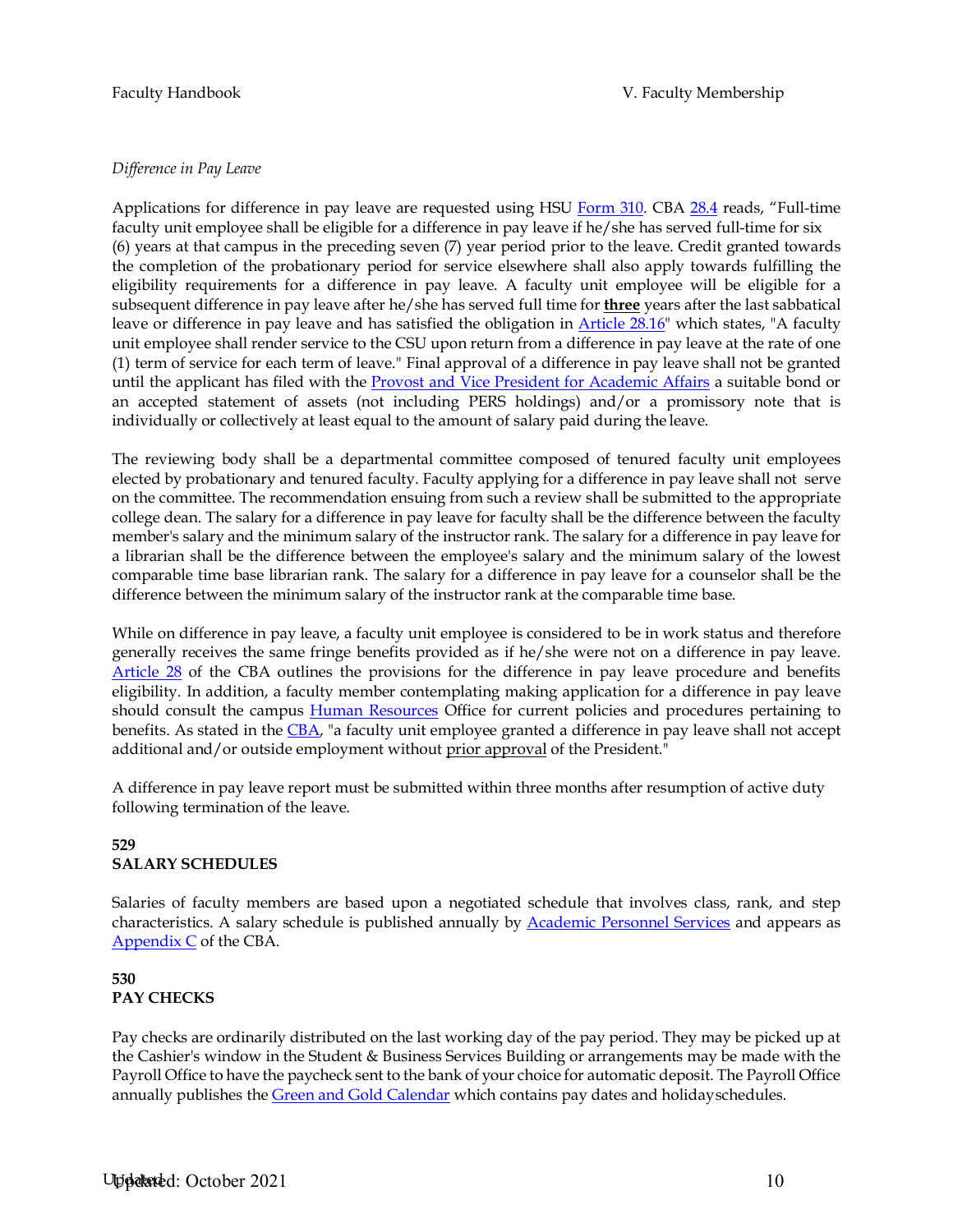*Difference in Pay Leave*

Applications for difference in pay leave are requested using HSU Form 310. CBA 28.4 reads, "Full-time faculty unit employee shall be eligible for a difference in pay leave if he/she has served full-time for six (6) years at that campus in the preceding seven (7) year period prior to the leave. Credit granted towards the completion of the probationary period for service elsewhere shall also apply towards fulfilling the eligibility requirements for a difference in pay leave. A faculty unit employee will be eligible for a subsequent difference in pay leave after he/she has served full time for **three** years after the last sabbatical leave or difference in pay leave and has satisfied the obligation in Article 28.16" which states, "A faculty unit employee shall render service to the CSU upon return from a difference in pay leave at the rate of one (1) term of service for each term of leave." Final approval of a difference in pay leave shall not be granted until the applicant has filed with the Provost and Vice President for Academic Affairs a suitable bond or an accepted statement of assets (not including PERS holdings) and/or a promissory note that is individually or collectively at least equal to the amount of salary paid during the leave.

The reviewing body shall be a departmental committee composed of tenured faculty unit employees elected by probationary and tenured faculty. Faculty applying for a difference in pay leave shall not serve on the committee. The recommendation ensuing from such a review shall be submitted to the appropriate college dean. The salary for a difference in pay leave for faculty shall be the difference between the faculty member's salary and the minimum salary of the instructor rank. The salary for a difference in pay leave for a librarian shall be the difference between the employee's salary and the minimum salary of the lowest comparable time base librarian rank. The salary for a difference in pay leave for a counselor shall be the difference between the minimum salary of the instructor rank at the comparable time base.

While on difference in pay leave, a faculty unit employee is considered to be in work status and therefore generally receives the same fringe benefits provided as if he/she were not on a difference in pay leave. Article 28 of the CBA outlines the provisions for the difference in pay leave procedure and benefits eligibility. In addition, a faculty member contemplating making application for a difference in pay leave should consult the campus Human Resources Office for current policies and procedures pertaining to benefits. As stated in the CBA, "a faculty unit employee granted a difference in pay leave shall not accept additional and/or outside employment without prior approval of the President."

A difference in pay leave report must be submitted within three months after resumption of active duty following termination of the leave.

## 529
## SALARY SCHEDULES

Salaries of faculty members are based upon a negotiated schedule that involves class, rank, and step characteristics. A salary schedule is published annually by Academic Personnel Services and appears as Appendix C of the CBA.

## 530
## PAY CHECKS

Pay checks are ordinarily distributed on the last working day of the pay period. They may be picked up at the Cashier's window in the Student & Business Services Building or arrangements may be made with the Payroll Office to have the paycheck sent to the bank of your choice for automatic deposit. The Payroll Office annually publishes the Green and Gold Calendar which contains pay dates and holiday schedules.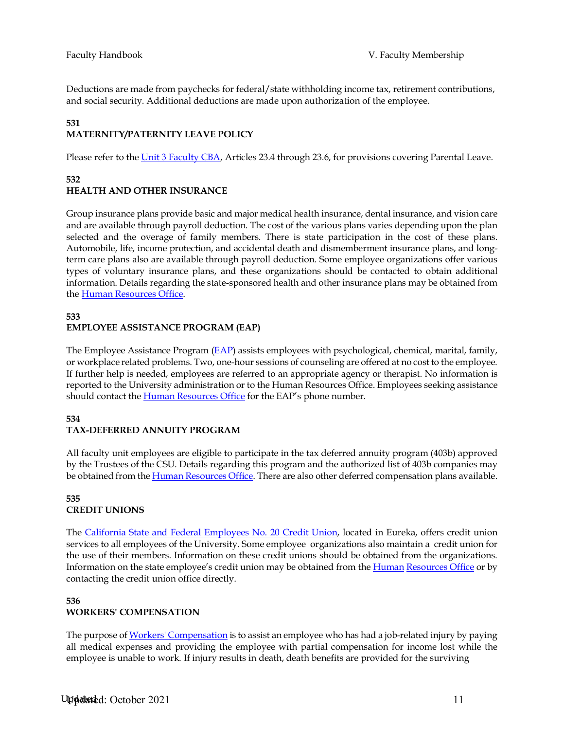Deductions are made from paychecks for federal/state withholding income tax, retirement contributions, and social security. Additional deductions are made upon authorization of the employee.

### 531
### MATERNITY/PATERNITY LEAVE POLICY

Please refer to the Unit 3 Faculty CBA, Articles 23.4 through 23.6, for provisions covering Parental Leave.

### 532
### HEALTH AND OTHER INSURANCE

Group insurance plans provide basic and major medical health insurance, dental insurance, and vision care and are available through payroll deduction. The cost of the various plans varies depending upon the plan selected and the overage of family members. There is state participation in the cost of these plans. Automobile, life, income protection, and accidental death and dismemberment insurance plans, and long-term care plans also are available through payroll deduction. Some employee organizations offer various types of voluntary insurance plans, and these organizations should be contacted to obtain additional information. Details regarding the state-sponsored health and other insurance plans may be obtained from the Human Resources Office.

### 533
### EMPLOYEE ASSISTANCE PROGRAM (EAP)

The Employee Assistance Program (EAP) assists employees with psychological, chemical, marital, family, or workplace related problems. Two, one-hour sessions of counseling are offered at no cost to the employee. If further help is needed, employees are referred to an appropriate agency or therapist. No information is reported to the University administration or to the Human Resources Office. Employees seeking assistance should contact the Human Resources Office for the EAP's phone number.

### 534
### TAX-DEFERRED ANNUITY PROGRAM

All faculty unit employees are eligible to participate in the tax deferred annuity program (403b) approved by the Trustees of the CSU. Details regarding this program and the authorized list of 403b companies may be obtained from the Human Resources Office. There are also other deferred compensation plans available.

### 535
### CREDIT UNIONS

The California State and Federal Employees No. 20 Credit Union, located in Eureka, offers credit union services to all employees of the University. Some employee organizations also maintain a credit union for the use of their members. Information on these credit unions should be obtained from the organizations. Information on the state employee's credit union may be obtained from the Human Resources Office or by contacting the credit union office directly.

### 536
### WORKERS' COMPENSATION

The purpose of Workers' Compensation is to assist an employee who has had a job-related injury by paying all medical expenses and providing the employee with partial compensation for income lost while the employee is unable to work. If injury results in death, death benefits are provided for the surviving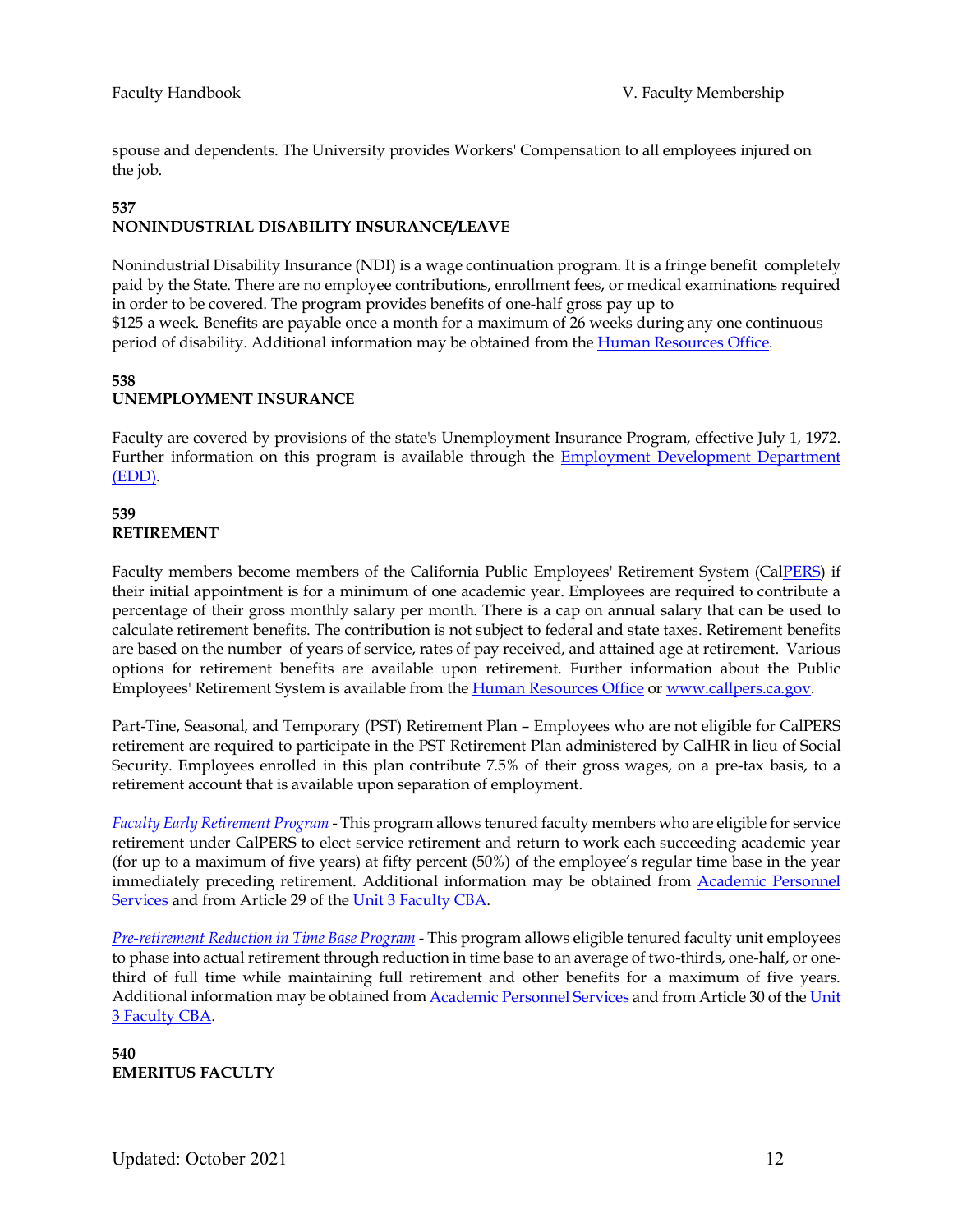spouse and dependents. The University provides Workers' Compensation to all employees injured on the job.

**537**
**NONINDUSTRIAL DISABILITY INSURANCE/LEAVE**

Nonindustrial Disability Insurance (NDI) is a wage continuation program. It is a fringe benefit completely paid by the State. There are no employee contributions, enrollment fees, or medical examinations required in order to be covered. The program provides benefits of one-half gross pay up to $125 a week. Benefits are payable once a month for a maximum of 26 weeks during any one continuous period of disability. Additional information may be obtained from the Human Resources Office.

**538**
**UNEMPLOYMENT INSURANCE**

Faculty are covered by provisions of the state's Unemployment Insurance Program, effective July 1, 1972. Further information on this program is available through the Employment Development Department (EDD).

**539**
**RETIREMENT**

Faculty members become members of the California Public Employees' Retirement System (CalPERS) if their initial appointment is for a minimum of one academic year. Employees are required to contribute a percentage of their gross monthly salary per month. There is a cap on annual salary that can be used to calculate retirement benefits. The contribution is not subject to federal and state taxes. Retirement benefits are based on the number of years of service, rates of pay received, and attained age at retirement. Various options for retirement benefits are available upon retirement. Further information about the Public Employees' Retirement System is available from the Human Resources Office or www.callpers.ca.gov.

Part-Tine, Seasonal, and Temporary (PST) Retirement Plan – Employees who are not eligible for CalPERS retirement are required to participate in the PST Retirement Plan administered by CalHR in lieu of Social Security. Employees enrolled in this plan contribute 7.5% of their gross wages, on a pre-tax basis, to a retirement account that is available upon separation of employment.

*Faculty Early Retirement Program* - This program allows tenured faculty members who are eligible for service retirement under CalPERS to elect service retirement and return to work each succeeding academic year (for up to a maximum of five years) at fifty percent (50%) of the employee's regular time base in the year immediately preceding retirement. Additional information may be obtained from Academic Personnel Services and from Article 29 of the Unit 3 Faculty CBA.

*Pre-retirement Reduction in Time Base Program* - This program allows eligible tenured faculty unit employees to phase into actual retirement through reduction in time base to an average of two-thirds, one-half, or one-third of full time while maintaining full retirement and other benefits for a maximum of five years. Additional information may be obtained from Academic Personnel Services and from Article 30 of the Unit 3 Faculty CBA.

**540**
**EMERITUS FACULTY**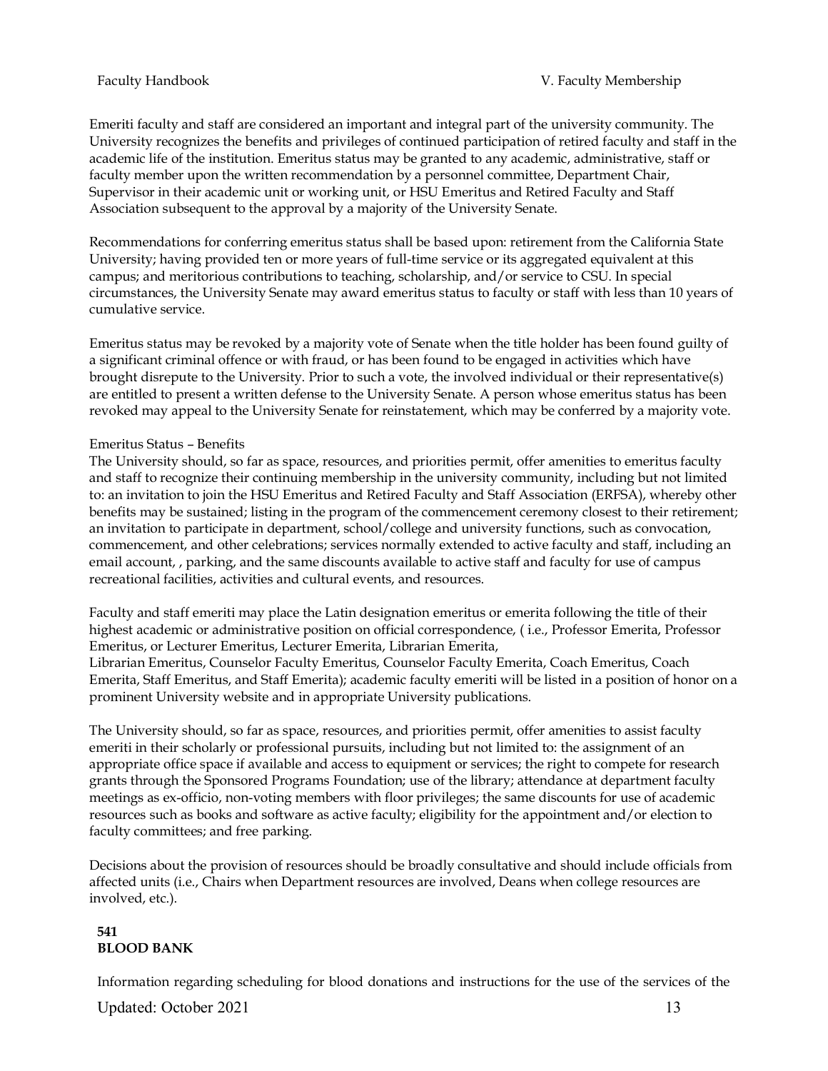Emeriti faculty and staff are considered an important and integral part of the university community. The University recognizes the benefits and privileges of continued participation of retired faculty and staff in the academic life of the institution. Emeritus status may be granted to any academic, administrative, staff or faculty member upon the written recommendation by a personnel committee, Department Chair, Supervisor in their academic unit or working unit, or HSU Emeritus and Retired Faculty and Staff Association subsequent to the approval by a majority of the University Senate.

Recommendations for conferring emeritus status shall be based upon: retirement from the California State University; having provided ten or more years of full-time service or its aggregated equivalent at this campus; and meritorious contributions to teaching, scholarship, and/or service to CSU. In special circumstances, the University Senate may award emeritus status to faculty or staff with less than 10 years of cumulative service.

Emeritus status may be revoked by a majority vote of Senate when the title holder has been found guilty of a significant criminal offence or with fraud, or has been found to be engaged in activities which have brought disrepute to the University. Prior to such a vote, the involved individual or their representative(s) are entitled to present a written defense to the University Senate. A person whose emeritus status has been revoked may appeal to the University Senate for reinstatement, which may be conferred by a majority vote.

Emeritus Status – Benefits

The University should, so far as space, resources, and priorities permit, offer amenities to emeritus faculty and staff to recognize their continuing membership in the university community, including but not limited to: an invitation to join the HSU Emeritus and Retired Faculty and Staff Association (ERFSA), whereby other benefits may be sustained; listing in the program of the commencement ceremony closest to their retirement; an invitation to participate in department, school/college and university functions, such as convocation, commencement, and other celebrations; services normally extended to active faculty and staff, including an email account, , parking, and the same discounts available to active staff and faculty for use of campus recreational facilities, activities and cultural events, and resources.

Faculty and staff emeriti may place the Latin designation emeritus or emerita following the title of their highest academic or administrative position on official correspondence, ( i.e., Professor Emerita, Professor Emeritus, or Lecturer Emeritus, Lecturer Emerita, Librarian Emerita, Librarian Emeritus, Counselor Faculty Emeritus, Counselor Faculty Emerita, Coach Emeritus, Coach Emerita, Staff Emeritus, and Staff Emerita); academic faculty emeriti will be listed in a position of honor on a prominent University website and in appropriate University publications.

The University should, so far as space, resources, and priorities permit, offer amenities to assist faculty emeriti in their scholarly or professional pursuits, including but not limited to: the assignment of an appropriate office space if available and access to equipment or services; the right to compete for research grants through the Sponsored Programs Foundation; use of the library; attendance at department faculty meetings as ex-officio, non-voting members with floor privileges; the same discounts for use of academic resources such as books and software as active faculty; eligibility for the appointment and/or election to faculty committees; and free parking.

Decisions about the provision of resources should be broadly consultative and should include officials from affected units (i.e., Chairs when Department resources are involved, Deans when college resources are involved, etc.).

**541**
**BLOOD BANK**

Information regarding scheduling for blood donations and instructions for the use of the services of the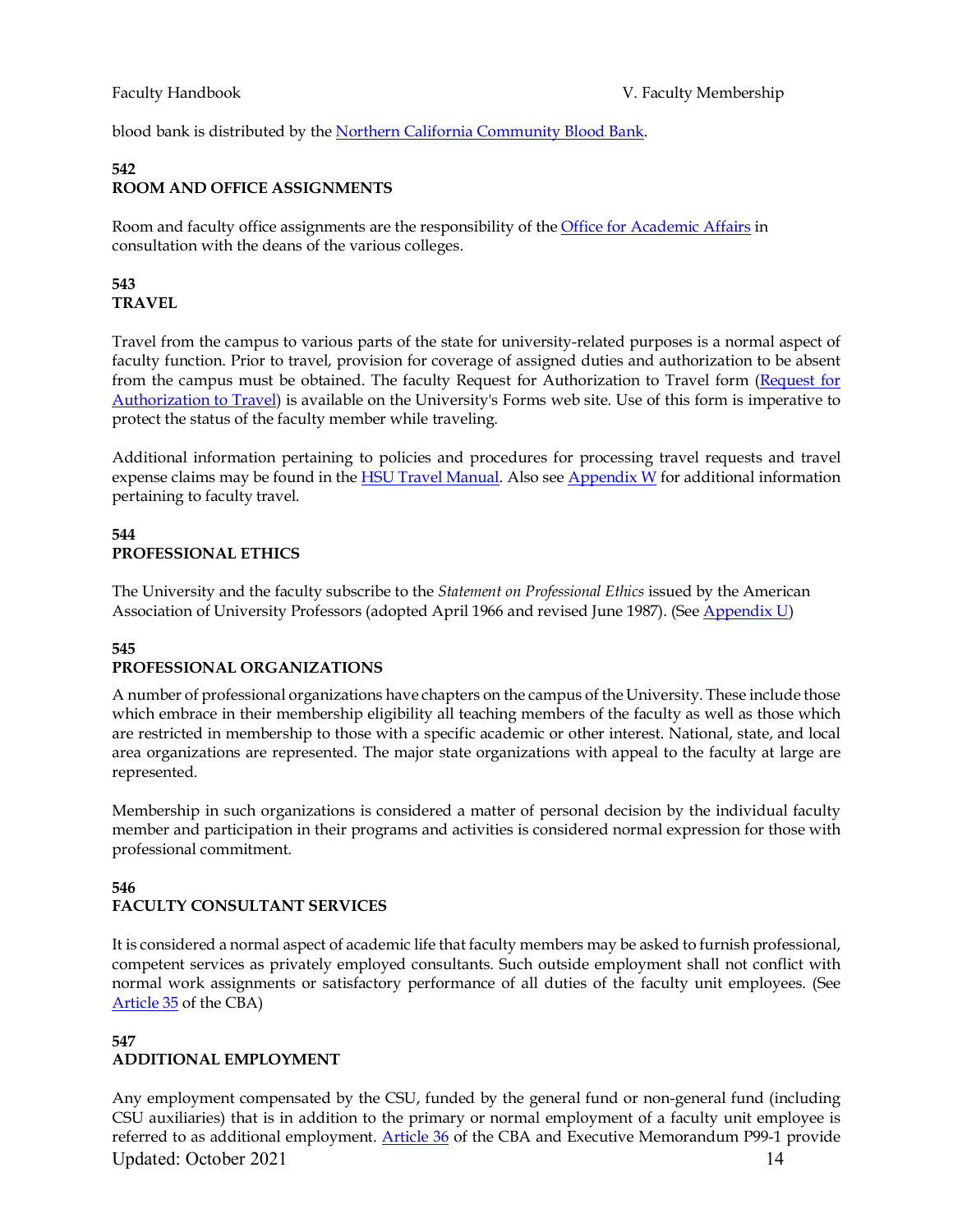blood bank is distributed by the [Northern California Community Blood Bank](#).

### 542
### ROOM AND OFFICE ASSIGNMENTS

Room and faculty office assignments are the responsibility of the [Office for Academic Affairs](#) in consultation with the deans of the various colleges.

### 543
### TRAVEL

Travel from the campus to various parts of the state for university-related purposes is a normal aspect of faculty function. Prior to travel, provision for coverage of assigned duties and authorization to be absent from the campus must be obtained. The faculty Request for Authorization to Travel form ([Request for Authorization to Travel](#)) is available on the University's Forms web site. Use of this form is imperative to protect the status of the faculty member while traveling.

Additional information pertaining to policies and procedures for processing travel requests and travel expense claims may be found in the [HSU Travel Manual](#). Also see [Appendix W](#) for additional information pertaining to faculty travel.

### 544
### PROFESSIONAL ETHICS

The University and the faculty subscribe to the *Statement on Professional Ethics* issued by the American Association of University Professors (adopted April 1966 and revised June 1987). (See [Appendix U](#))

### 545
### PROFESSIONAL ORGANIZATIONS

A number of professional organizations have chapters on the campus of the University. These include those which embrace in their membership eligibility all teaching members of the faculty as well as those which are restricted in membership to those with a specific academic or other interest. National, state, and local area organizations are represented. The major state organizations with appeal to the faculty at large are represented.

Membership in such organizations is considered a matter of personal decision by the individual faculty member and participation in their programs and activities is considered normal expression for those with professional commitment.

### 546
### FACULTY CONSULTANT SERVICES

It is considered a normal aspect of academic life that faculty members may be asked to furnish professional, competent services as privately employed consultants. Such outside employment shall not conflict with normal work assignments or satisfactory performance of all duties of the faculty unit employees. (See [Article 35](#) of the CBA)

### 547
### ADDITIONAL EMPLOYMENT

Any employment compensated by the CSU, funded by the general fund or non-general fund (including CSU auxiliaries) that is in addition to the primary or normal employment of a faculty unit employee is referred to as additional employment. [Article 36](#) of the CBA and Executive Memorandum P99-1 provide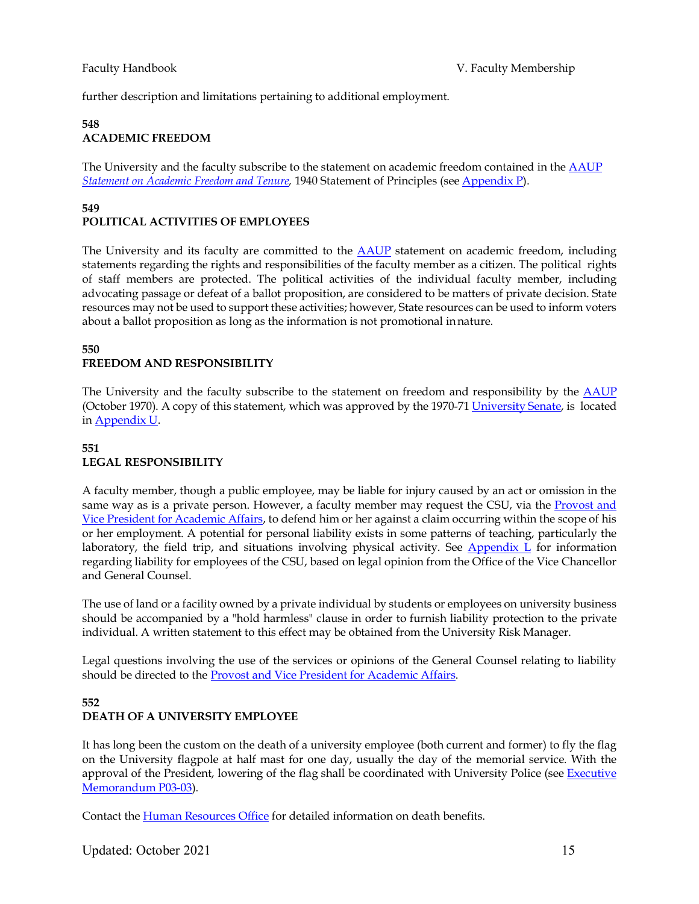further description and limitations pertaining to additional employment.

## 548
## ACADEMIC FREEDOM

The University and the faculty subscribe to the statement on academic freedom contained in the AAUP *Statement on Academic Freedom and Tenure*, 1940 Statement of Principles (see Appendix P).

## 549
## POLITICAL ACTIVITIES OF EMPLOYEES

The University and its faculty are committed to the AAUP statement on academic freedom, including statements regarding the rights and responsibilities of the faculty member as a citizen. The political rights of staff members are protected. The political activities of the individual faculty member, including advocating passage or defeat of a ballot proposition, are considered to be matters of private decision. State resources may not be used to support these activities; however, State resources can be used to inform voters about a ballot proposition as long as the information is not promotional in nature.

## 550
## FREEDOM AND RESPONSIBILITY

The University and the faculty subscribe to the statement on freedom and responsibility by the AAUP (October 1970). A copy of this statement, which was approved by the 1970-71 University Senate, is located in Appendix U.

## 551
## LEGAL RESPONSIBILITY

A faculty member, though a public employee, may be liable for injury caused by an act or omission in the same way as is a private person. However, a faculty member may request the CSU, via the Provost and Vice President for Academic Affairs, to defend him or her against a claim occurring within the scope of his or her employment. A potential for personal liability exists in some patterns of teaching, particularly the laboratory, the field trip, and situations involving physical activity. See Appendix L for information regarding liability for employees of the CSU, based on legal opinion from the Office of the Vice Chancellor and General Counsel.

The use of land or a facility owned by a private individual by students or employees on university business should be accompanied by a "hold harmless" clause in order to furnish liability protection to the private individual. A written statement to this effect may be obtained from the University Risk Manager.

Legal questions involving the use of the services or opinions of the General Counsel relating to liability should be directed to the Provost and Vice President for Academic Affairs.

## 552
## DEATH OF A UNIVERSITY EMPLOYEE

It has long been the custom on the death of a university employee (both current and former) to fly the flag on the University flagpole at half mast for one day, usually the day of the memorial service. With the approval of the President, lowering of the flag shall be coordinated with University Police (see Executive Memorandum P03-03).

Contact the Human Resources Office for detailed information on death benefits.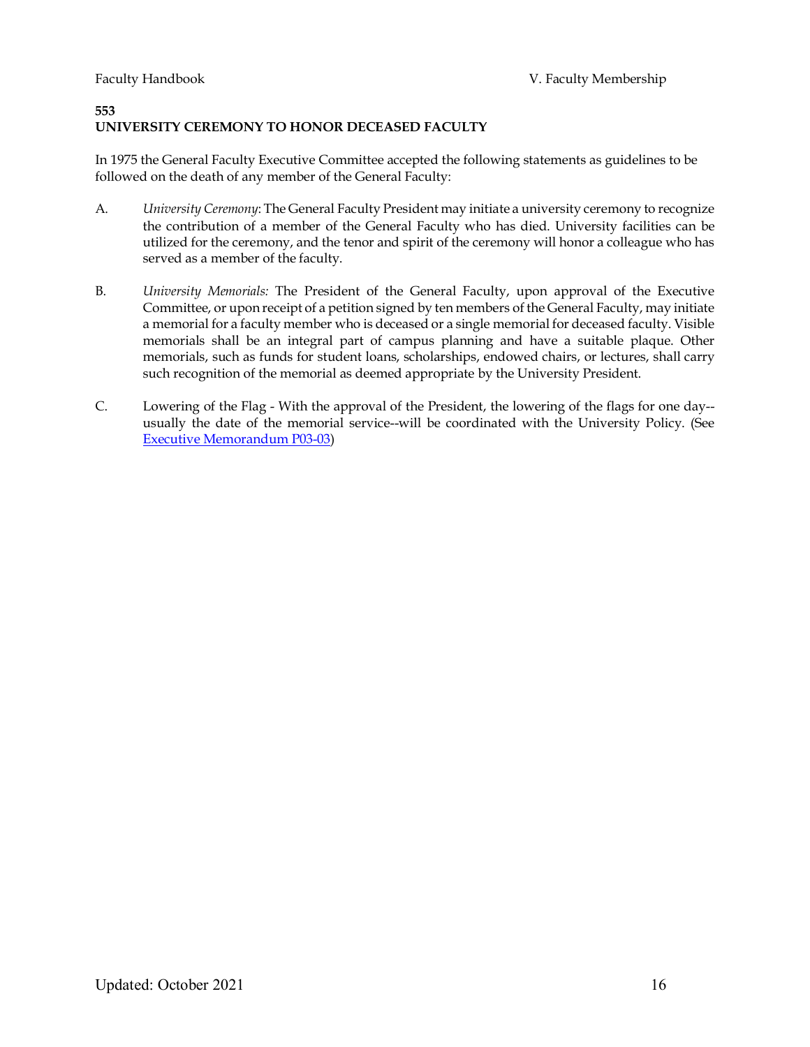## 553

## UNIVERSITY CEREMONY TO HONOR DECEASED FACULTY

In 1975 the General Faculty Executive Committee accepted the following statements as guidelines to be followed on the death of any member of the General Faculty:

A. *University Ceremony*: The General Faculty President may initiate a university ceremony to recognize the contribution of a member of the General Faculty who has died. University facilities can be utilized for the ceremony, and the tenor and spirit of the ceremony will honor a colleague who has served as a member of the faculty.

B. *University Memorials:* The President of the General Faculty, upon approval of the Executive Committee, or upon receipt of a petition signed by ten members of the General Faculty, may initiate a memorial for a faculty member who is deceased or a single memorial for deceased faculty. Visible memorials shall be an integral part of campus planning and have a suitable plaque. Other memorials, such as funds for student loans, scholarships, endowed chairs, or lectures, shall carry such recognition of the memorial as deemed appropriate by the University President.

C. Lowering of the Flag - With the approval of the President, the lowering of the flags for one day--usually the date of the memorial service--will be coordinated with the University Policy. (See Executive Memorandum P03-03)